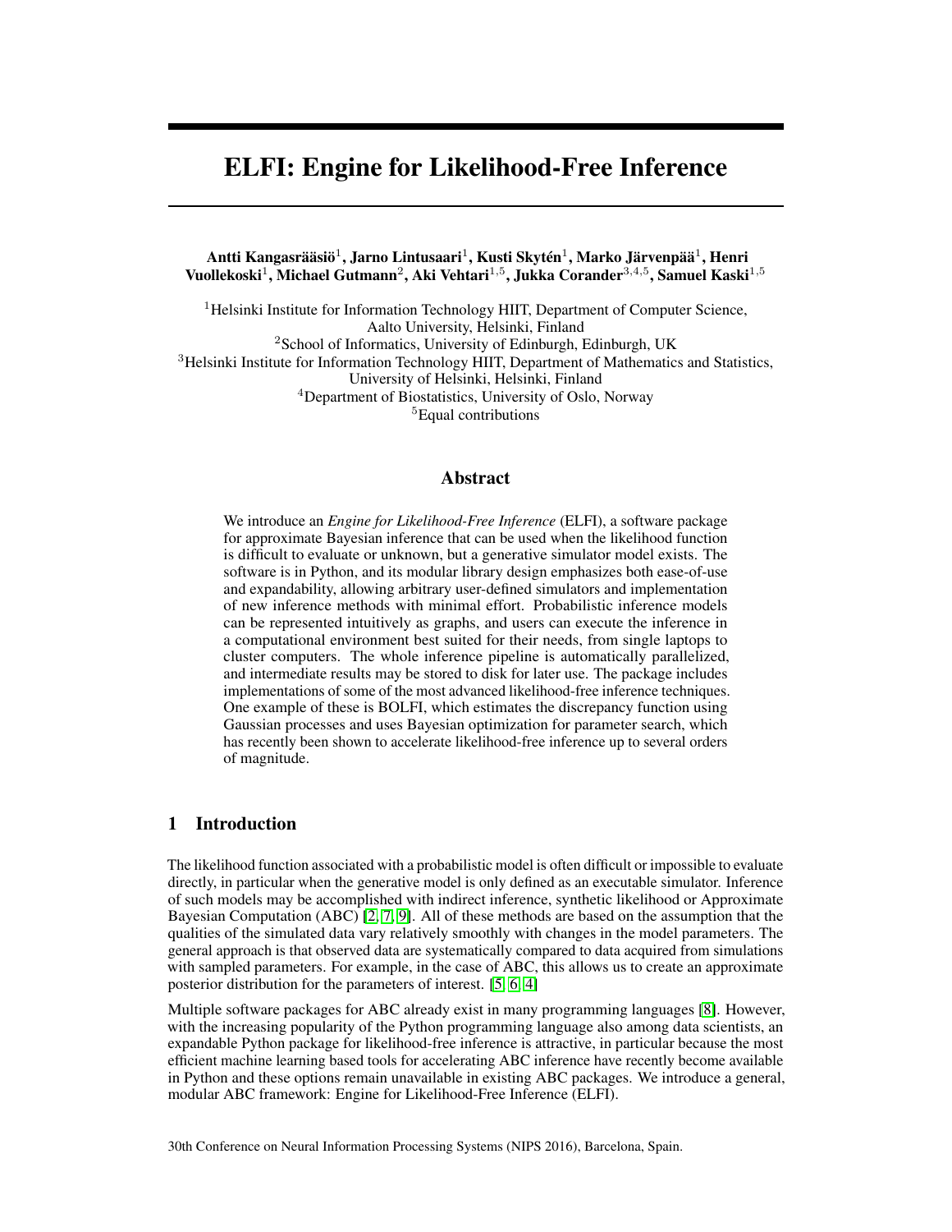# ELFI: Engine for Likelihood-Free Inference

**Antti Kangasrääsiö[1], Jarno Lintusaari[1], Kusti Skytén[1], Marko Järvenpää[1], Henri Vuollekoski[1], Michael Gutmann[2], Aki Vehtari[1,5], Jukka Corander[3,4,5], Samuel Kaski[1,5]**

[1]Helsinki Institute for Information Technology HIIT, Department of Computer Science, Aalto University, Helsinki, Finland
[2]School of Informatics, University of Edinburgh, Edinburgh, UK
[3]Helsinki Institute for Information Technology HIIT, Department of Mathematics and Statistics, University of Helsinki, Helsinki, Finland
[4]Department of Biostatistics, University of Oslo, Norway
[5]Equal contributions

## Abstract

We introduce an *Engine for Likelihood-Free Inference* (ELFI), a software package for approximate Bayesian inference that can be used when the likelihood function is difficult to evaluate or unknown, but a generative simulator model exists. The software is in Python, and its modular library design emphasizes both ease-of-use and expandability, allowing arbitrary user-defined simulators and implementation of new inference methods with minimal effort. Probabilistic inference models can be represented intuitively as graphs, and users can execute the inference in a computational environment best suited for their needs, from single laptops to cluster computers. The whole inference pipeline is automatically parallelized, and intermediate results may be stored to disk for later use. The package includes implementations of some of the most advanced likelihood-free inference techniques. One example of these is BOLFI, which estimates the discrepancy function using Gaussian processes and uses Bayesian optimization for parameter search, which has recently been shown to accelerate likelihood-free inference up to several orders of magnitude.

## 1 Introduction

The likelihood function associated with a probabilistic model is often difficult or impossible to evaluate directly, in particular when the generative model is only defined as an executable simulator. Inference of such models may be accomplished with indirect inference, synthetic likelihood or Approximate Bayesian Computation (ABC) [2, 7, 9]. All of these methods are based on the assumption that the qualities of the simulated data vary relatively smoothly with changes in the model parameters. The general approach is that observed data are systematically compared to data acquired from simulations with sampled parameters. For example, in the case of ABC, this allows us to create an approximate posterior distribution for the parameters of interest. [5, 6, 4]

Multiple software packages for ABC already exist in many programming languages [8]. However, with the increasing popularity of the Python programming language also among data scientists, an expandable Python package for likelihood-free inference is attractive, in particular because the most efficient machine learning based tools for accelerating ABC inference have recently become available in Python and these options remain unavailable in existing ABC packages. We introduce a general, modular ABC framework: Engine for Likelihood-Free Inference (ELFI).

30th Conference on Neural Information Processing Systems (NIPS 2016), Barcelona, Spain.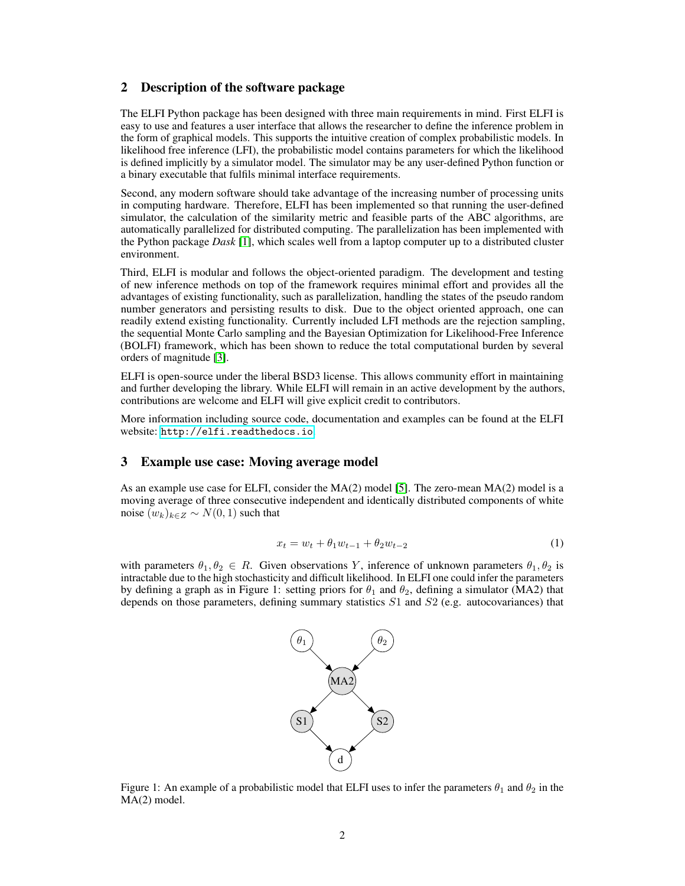## 2 Description of the software package

The ELFI Python package has been designed with three main requirements in mind. First ELFI is easy to use and features a user interface that allows the researcher to define the inference problem in the form of graphical models. This supports the intuitive creation of complex probabilistic models. In likelihood free inference (LFI), the probabilistic model contains parameters for which the likelihood is defined implicitly by a simulator model. The simulator may be any user-defined Python function or a binary executable that fulfils minimal interface requirements.

Second, any modern software should take advantage of the increasing number of processing units in computing hardware. Therefore, ELFI has been implemented so that running the user-defined simulator, the calculation of the similarity metric and feasible parts of the ABC algorithms, are automatically parallelized for distributed computing. The parallelization has been implemented with the Python package *Dask* [1], which scales well from a laptop computer up to a distributed cluster environment.

Third, ELFI is modular and follows the object-oriented paradigm. The development and testing of new inference methods on top of the framework requires minimal effort and provides all the advantages of existing functionality, such as parallelization, handling the states of the pseudo random number generators and persisting results to disk. Due to the object oriented approach, one can readily extend existing functionality. Currently included LFI methods are the rejection sampling, the sequential Monte Carlo sampling and the Bayesian Optimization for Likelihood-Free Inference (BOLFI) framework, which has been shown to reduce the total computational burden by several orders of magnitude [3].

ELFI is open-source under the liberal BSD3 license. This allows community effort in maintaining and further developing the library. While ELFI will remain in an active development by the authors, contributions are welcome and ELFI will give explicit credit to contributors.

More information including source code, documentation and examples can be found at the ELFI website: `http://elfi.readthedocs.io`

## 3 Example use case: Moving average model

As an example use case for ELFI, consider the MA(2) model [5]. The zero-mean MA(2) model is a moving average of three consecutive independent and identically distributed components of white noise $(w_k)_{k \in Z} \sim N(0, 1)$ such that

$$x_t = w_t + \theta_1 w_{t-1} + \theta_2 w_{t-2} \tag{1}$$

with parameters $\theta_1, \theta_2 \in R$. Given observations $Y$, inference of unknown parameters $\theta_1, \theta_2$ is intractable due to the high stochasticity and difficult likelihood. In ELFI one could infer the parameters by defining a graph as in Figure 1: setting priors for $\theta_1$ and $\theta_2$, defining a simulator (MA2) that depends on those parameters, defining summary statistics $S1$ and $S2$ (e.g. autocovariances) that

Figure 1: An example of a probabilistic model that ELFI uses to infer the parameters $\theta_1$ and $\theta_2$ in the MA(2) model.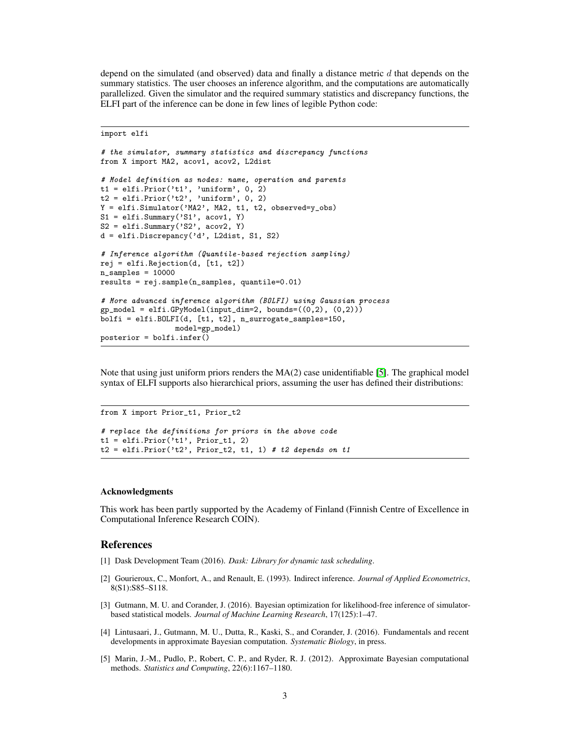depend on the simulated (and observed) data and finally a distance metric $d$ that depends on the summary statistics. The user chooses an inference algorithm, and the computations are automatically parallelized. Given the simulator and the required summary statistics and discrepancy functions, the ELFI part of the inference can be done in few lines of legible Python code:

```
import elfi

# the simulator, summary statistics and discrepancy functions
from X import MA2, acov1, acov2, L2dist

# Model definition as nodes: name, operation and parents
t1 = elfi.Prior('t1', 'uniform', 0, 2)
t2 = elfi.Prior('t2', 'uniform', 0, 2)
Y = elfi.Simulator('MA2', MA2, t1, t2, observed=y_obs)
S1 = elfi.Summary('S1', acov1, Y)
S2 = elfi.Summary('S2', acov2, Y)
d = elfi.Discrepancy('d', L2dist, S1, S2)

# Inference algorithm (Quantile-based rejection sampling)
rej = elfi.Rejection(d, [t1, t2])
n_samples = 10000
results = rej.sample(n_samples, quantile=0.01)

# More advanced inference algorithm (BOLFI) using Gaussian process
gp_model = elfi.GPyModel(input_dim=2, bounds=((0,2), (0,2)))
bolfi = elfi.BOLFI(d, [t1, t2], n_surrogate_samples=150,
                   model=gp_model)
posterior = bolfi.infer()
```

Note that using just uniform priors renders the MA(2) case unidentifiable [5]. The graphical model syntax of ELFI supports also hierarchical priors, assuming the user has defined their distributions:

```
from X import Prior_t1, Prior_t2

# replace the definitions for priors in the above code
t1 = elfi.Prior('t1', Prior_t1, 2)
t2 = elfi.Prior('t2', Prior_t2, t1, 1) # t2 depends on t1
```

### Acknowledgments

This work has been partly supported by the Academy of Finland (Finnish Centre of Excellence in Computational Inference Research COIN).

## References

[1] Dask Development Team (2016). *Dask: Library for dynamic task scheduling*.

[2] Gourieroux, C., Monfort, A., and Renault, E. (1993). Indirect inference. *Journal of Applied Econometrics*, 8(S1):S85–S118.

[3] Gutmann, M. U. and Corander, J. (2016). Bayesian optimization for likelihood-free inference of simulator-based statistical models. *Journal of Machine Learning Research*, 17(125):1–47.

[4] Lintusaari, J., Gutmann, M. U., Dutta, R., Kaski, S., and Corander, J. (2016). Fundamentals and recent developments in approximate Bayesian computation. *Systematic Biology*, in press.

[5] Marin, J.-M., Pudlo, P., Robert, C. P., and Ryder, R. J. (2012). Approximate Bayesian computational methods. *Statistics and Computing*, 22(6):1167–1180.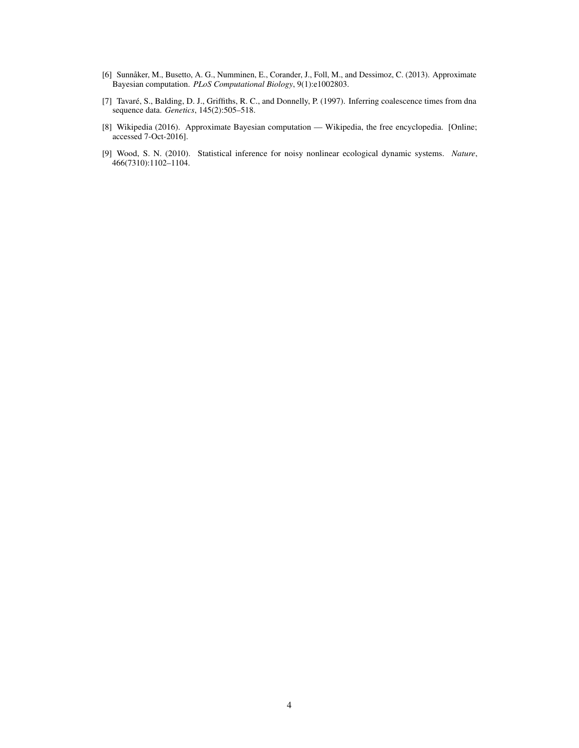[6] Sunnåker, M., Busetto, A. G., Numminen, E., Corander, J., Foll, M., and Dessimoz, C. (2013). Approximate Bayesian computation. *PLoS Computational Biology*, 9(1):e1002803.

[7] Tavaré, S., Balding, D. J., Griffiths, R. C., and Donnelly, P. (1997). Inferring coalescence times from dna sequence data. *Genetics*, 145(2):505–518.

[8] Wikipedia (2016). Approximate Bayesian computation — Wikipedia, the free encyclopedia. [Online; accessed 7-Oct-2016].

[9] Wood, S. N. (2010). Statistical inference for noisy nonlinear ecological dynamic systems. *Nature*, 466(7310):1102–1104.